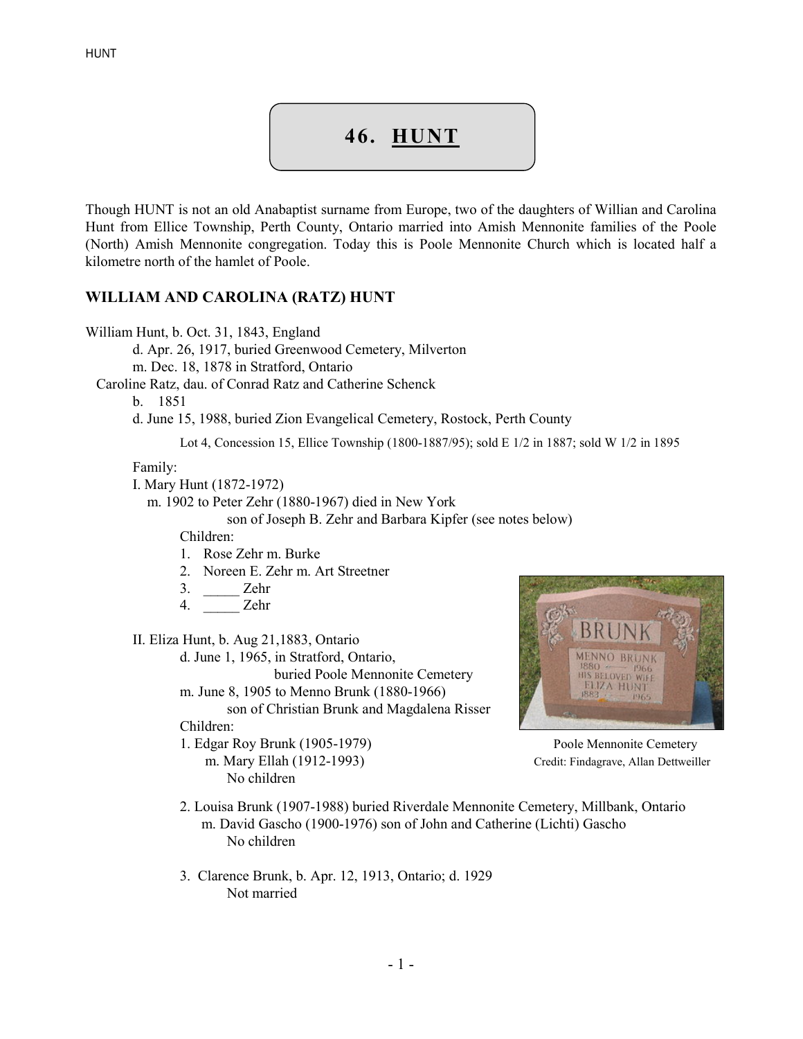# 46. HUNT

Though HUNT is not an old Anabaptist surname from Europe, two of the daughters of Willian and Carolina Hunt from Ellice Township, Perth County, Ontario married into Amish Mennonite families of the Poole (North) Amish Mennonite congregation. Today this is Poole Mennonite Church which is located half a kilometre north of the hamlet of Poole.

## WILLIAM AND CAROLINA (RATZ) HUNT

William Hunt, b. Oct. 31, 1843, England
d. Apr. 26, 1917, buried Greenwood Cemetery, Milverton
m. Dec. 18, 1878 in Stratford, Ontario
Caroline Ratz, dau. of Conrad Ratz and Catherine Schenck
b. 1851
d. June 15, 1988, buried Zion Evangelical Cemetery, Rostock, Perth County

Lot 4, Concession 15, Ellice Township (1800-1887/95); sold E 1/2 in 1887; sold W 1/2 in 1895

Family:

I. Mary Hunt (1872-1972)
m. 1902 to Peter Zehr (1880-1967) died in New York
son of Joseph B. Zehr and Barbara Kipfer (see notes below)
Children:
1. Rose Zehr m. Burke
2. Noreen E. Zehr m. Art Streetner
3. _____ Zehr
4. _____ Zehr

II. Eliza Hunt, b. Aug 21,1883, Ontario
d. June 1, 1965, in Stratford, Ontario,
buried Poole Mennonite Cemetery
m. June 8, 1905 to Menno Brunk (1880-1966)
son of Christian Brunk and Magdalena Risser
Children:
1. Edgar Roy Brunk (1905-1979)
m. Mary Ellah (1912-1993)
No children

Poole Mennonite Cemetery
Credit: Findagrave, Allan Dettweiller

2. Louisa Brunk (1907-1988) buried Riverdale Mennonite Cemetery, Millbank, Ontario
m. David Gascho (1900-1976) son of John and Catherine (Lichti) Gascho
No children

3. Clarence Brunk, b. Apr. 12, 1913, Ontario; d. 1929
Not married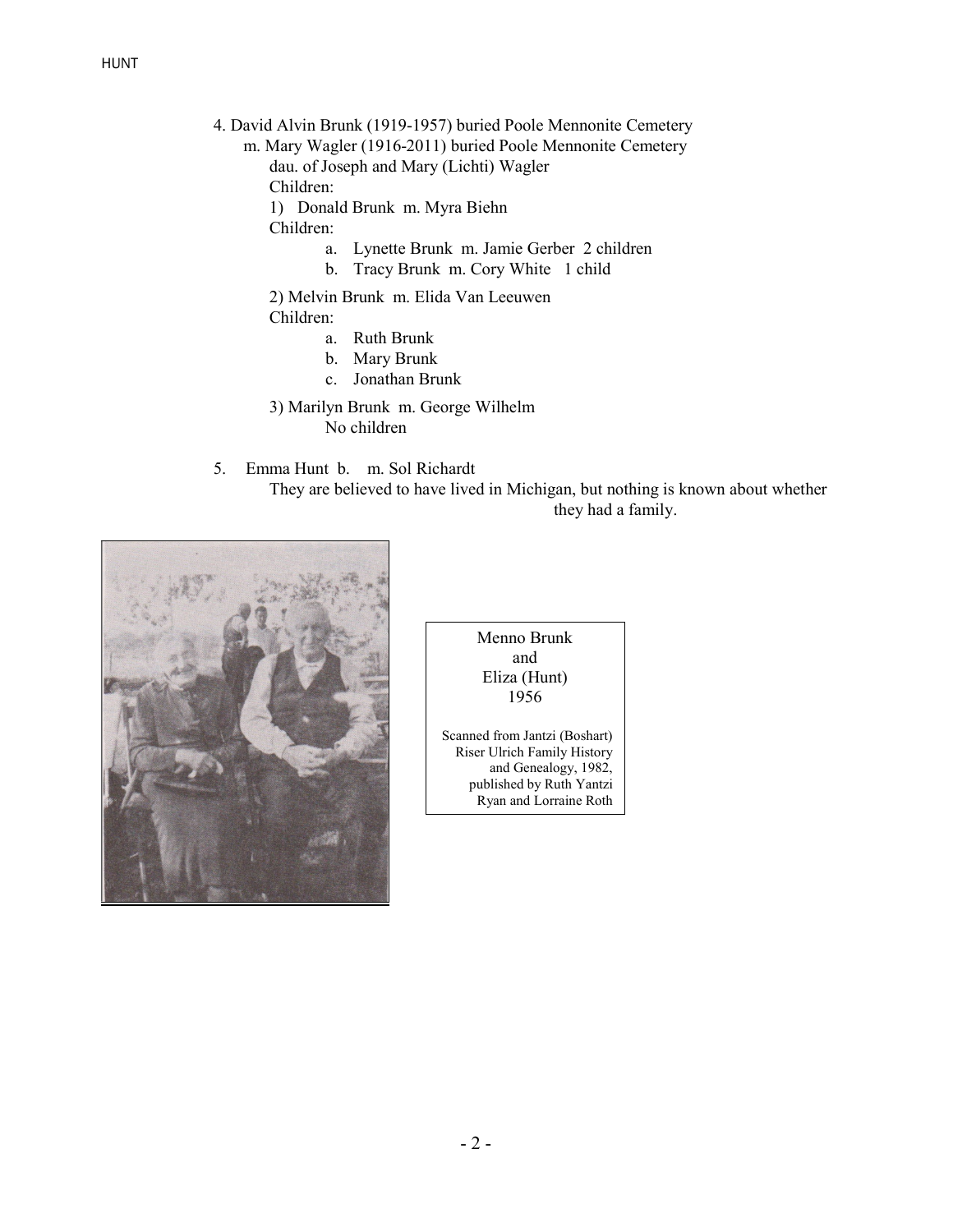4. David Alvin Brunk (1919-1957) buried Poole Mennonite Cemetery
   m. Mary Wagler (1916-2011) buried Poole Mennonite Cemetery
   dau. of Joseph and Mary (Lichti) Wagler
   Children:
   1) Donald Brunk m. Myra Biehn
   Children:
      a. Lynette Brunk m. Jamie Gerber 2 children
      b. Tracy Brunk m. Cory White 1 child

   2) Melvin Brunk m. Elida Van Leeuwen
   Children:
      a. Ruth Brunk
      b. Mary Brunk
      c. Jonathan Brunk

   3) Marilyn Brunk m. George Wilhelm
   No children

5. Emma Hunt b. m. Sol Richardt
   They are believed to have lived in Michigan, but nothing is known about whether they had a family.

Menno Brunk
and
Eliza (Hunt)
1956

Scanned from Jantzi (Boshart) Riser Ulrich Family History and Genealogy, 1982, published by Ruth Yantzi Ryan and Lorraine Roth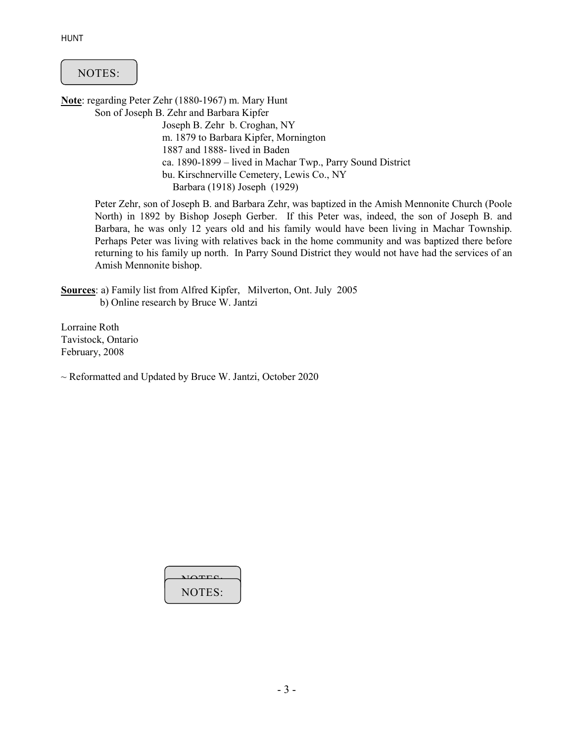NOTES:

**Note**: regarding Peter Zehr (1880-1967) m. Mary Hunt

Son of Joseph B. Zehr and Barbara Kipfer

Joseph B. Zehr b. Croghan, NY
m. 1879 to Barbara Kipfer, Mornington
1887 and 1888- lived in Baden
ca. 1890-1899 – lived in Machar Twp., Parry Sound District
bu. Kirschnerville Cemetery, Lewis Co., NY
Barbara (1918) Joseph (1929)

Peter Zehr, son of Joseph B. and Barbara Zehr, was baptized in the Amish Mennonite Church (Poole North) in 1892 by Bishop Joseph Gerber. If this Peter was, indeed, the son of Joseph B. and Barbara, he was only 12 years old and his family would have been living in Machar Township. Perhaps Peter was living with relatives back in the home community and was baptized there before returning to his family up north. In Parry Sound District they would not have had the services of an Amish Mennonite bishop.

**Sources**: a) Family list from Alfred Kipfer, Milverton, Ont. July 2005
b) Online research by Bruce W. Jantzi

Lorraine Roth
Tavistock, Ontario
February, 2008

~ Reformatted and Updated by Bruce W. Jantzi, October 2020

NOTES: